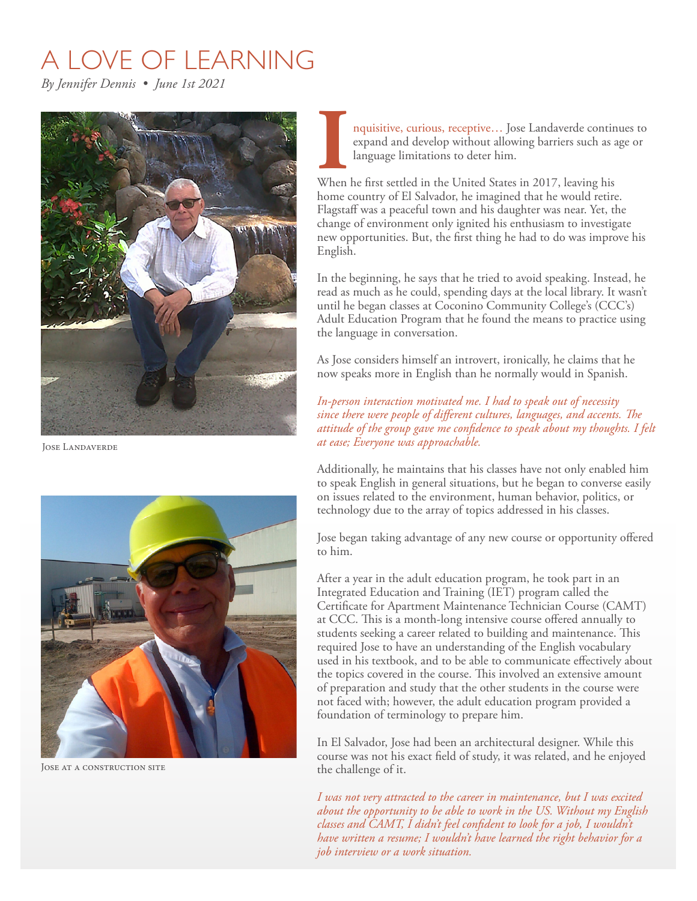# A LOVE OF LEARNING

*By Jennifer Dennis • June 1st 2021*

Jose Landaverde

Jose at a construction site

Inquisitive, curious, receptive… Jose Landaverde continues to expand and develop without allowing barriers such as age or language limitations to deter him.

When he first settled in the United States in 2017, leaving his home country of El Salvador, he imagined that he would retire. Flagstaff was a peaceful town and his daughter was near. Yet, the change of environment only ignited his enthusiasm to investigate new opportunities. But, the first thing he had to do was improve his English.

In the beginning, he says that he tried to avoid speaking. Instead, he read as much as he could, spending days at the local library. It wasn't until he began classes at Coconino Community College's (CCC's) Adult Education Program that he found the means to practice using the language in conversation.

As Jose considers himself an introvert, ironically, he claims that he now speaks more in English than he normally would in Spanish.

*In-person interaction motivated me. I had to speak out of necessity since there were people of different cultures, languages, and accents. The attitude of the group gave me confidence to speak about my thoughts. I felt at ease; Everyone was approachable.*

Additionally, he maintains that his classes have not only enabled him to speak English in general situations, but he began to converse easily on issues related to the environment, human behavior, politics, or technology due to the array of topics addressed in his classes.

Jose began taking advantage of any new course or opportunity offered to him.

After a year in the adult education program, he took part in an Integrated Education and Training (IET) program called the Certificate for Apartment Maintenance Technician Course (CAMT) at CCC. This is a month-long intensive course offered annually to students seeking a career related to building and maintenance. This required Jose to have an understanding of the English vocabulary used in his textbook, and to be able to communicate effectively about the topics covered in the course. This involved an extensive amount of preparation and study that the other students in the course were not faced with; however, the adult education program provided a foundation of terminology to prepare him.

In El Salvador, Jose had been an architectural designer. While this course was not his exact field of study, it was related, and he enjoyed the challenge of it.

*I was not very attracted to the career in maintenance, but I was excited about the opportunity to be able to work in the US. Without my English classes and CAMT, I didn't feel confident to look for a job, I wouldn't have written a resume; I wouldn't have learned the right behavior for a job interview or a work situation.*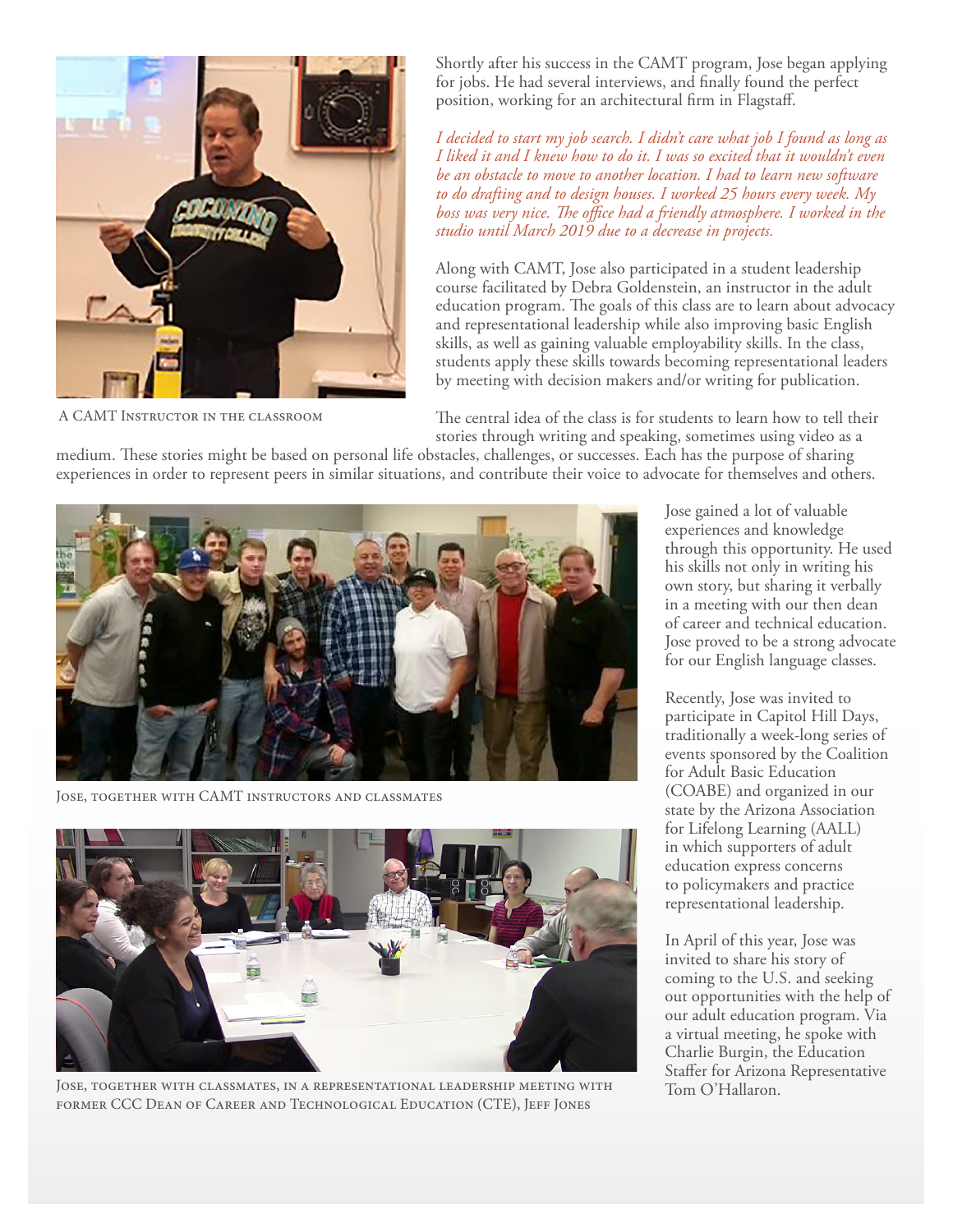A CAMT Instructor in the classroom

Shortly after his success in the CAMT program, Jose began applying for jobs. He had several interviews, and finally found the perfect position, working for an architectural firm in Flagstaff.

*I decided to start my job search. I didn't care what job I found as long as I liked it and I knew how to do it. I was so excited that it wouldn't even be an obstacle to move to another location. I had to learn new software to do drafting and to design houses. I worked 25 hours every week. My boss was very nice. The office had a friendly atmosphere. I worked in the studio until March 2019 due to a decrease in projects.*

Along with CAMT, Jose also participated in a student leadership course facilitated by Debra Goldenstein, an instructor in the adult education program. The goals of this class are to learn about advocacy and representational leadership while also improving basic English skills, as well as gaining valuable employability skills. In the class, students apply these skills towards becoming representational leaders by meeting with decision makers and/or writing for publication.

The central idea of the class is for students to learn how to tell their stories through writing and speaking, sometimes using video as a medium. These stories might be based on personal life obstacles, challenges, or successes. Each has the purpose of sharing experiences in order to represent peers in similar situations, and contribute their voice to advocate for themselves and others.

Jose, together with CAMT instructors and classmates

Jose, together with classmates, in a representational leadership meeting with former CCC Dean of Career and Technological Education (CTE), Jeff Jones

Jose gained a lot of valuable experiences and knowledge through this opportunity. He used his skills not only in writing his own story, but sharing it verbally in a meeting with our then dean of career and technical education. Jose proved to be a strong advocate for our English language classes.

Recently, Jose was invited to participate in Capitol Hill Days, traditionally a week-long series of events sponsored by the Coalition for Adult Basic Education (COABE) and organized in our state by the Arizona Association for Lifelong Learning (AALL) in which supporters of adult education express concerns to policymakers and practice representational leadership.

In April of this year, Jose was invited to share his story of coming to the U.S. and seeking out opportunities with the help of our adult education program. Via a virtual meeting, he spoke with Charlie Burgin, the Education Staffer for Arizona Representative Tom O'Hallaron.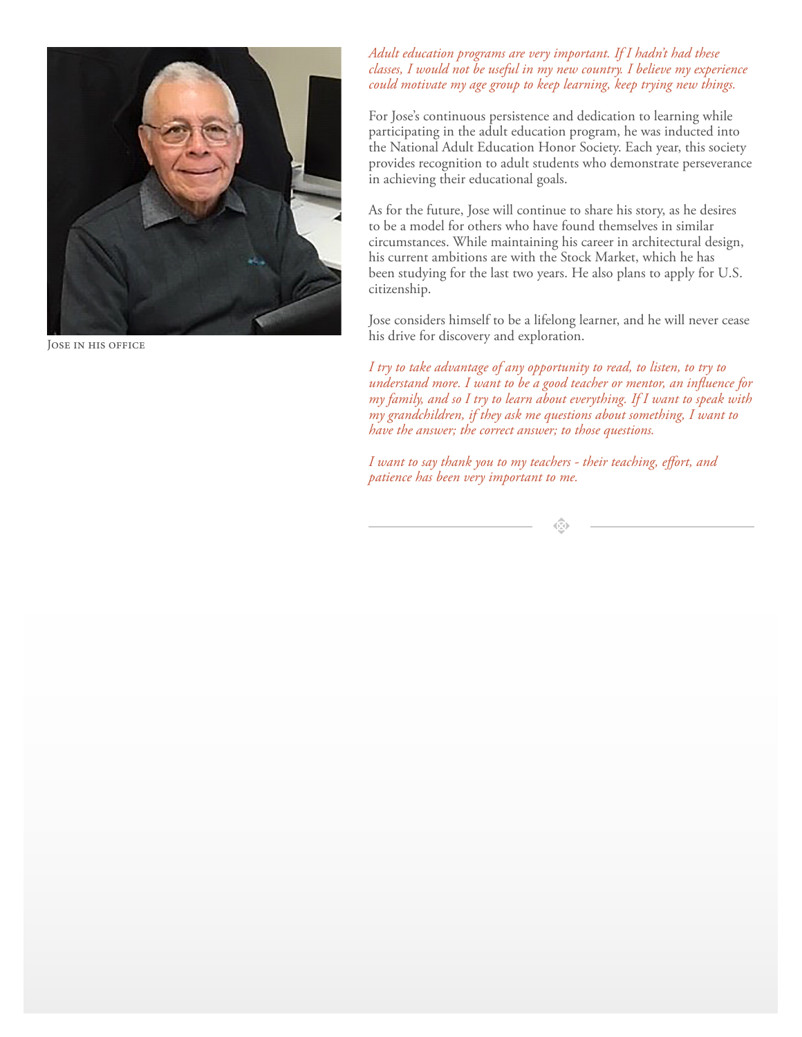JOSE IN HIS OFFICE

*Adult education programs are very important. If I hadn't had these classes, I would not be useful in my new country. I believe my experience could motivate my age group to keep learning, keep trying new things.*

For Jose's continuous persistence and dedication to learning while participating in the adult education program, he was inducted into the National Adult Education Honor Society. Each year, this society provides recognition to adult students who demonstrate perseverance in achieving their educational goals.

As for the future, Jose will continue to share his story, as he desires to be a model for others who have found themselves in similar circumstances. While maintaining his career in architectural design, his current ambitions are with the Stock Market, which he has been studying for the last two years. He also plans to apply for U.S. citizenship.

Jose considers himself to be a lifelong learner, and he will never cease his drive for discovery and exploration.

*I try to take advantage of any opportunity to read, to listen, to try to understand more. I want to be a good teacher or mentor, an influence for my family, and so I try to learn about everything. If I want to speak with my grandchildren, if they ask me questions about something, I want to have the answer; the correct answer; to those questions.*

*I want to say thank you to my teachers - their teaching, effort, and patience has been very important to me.*